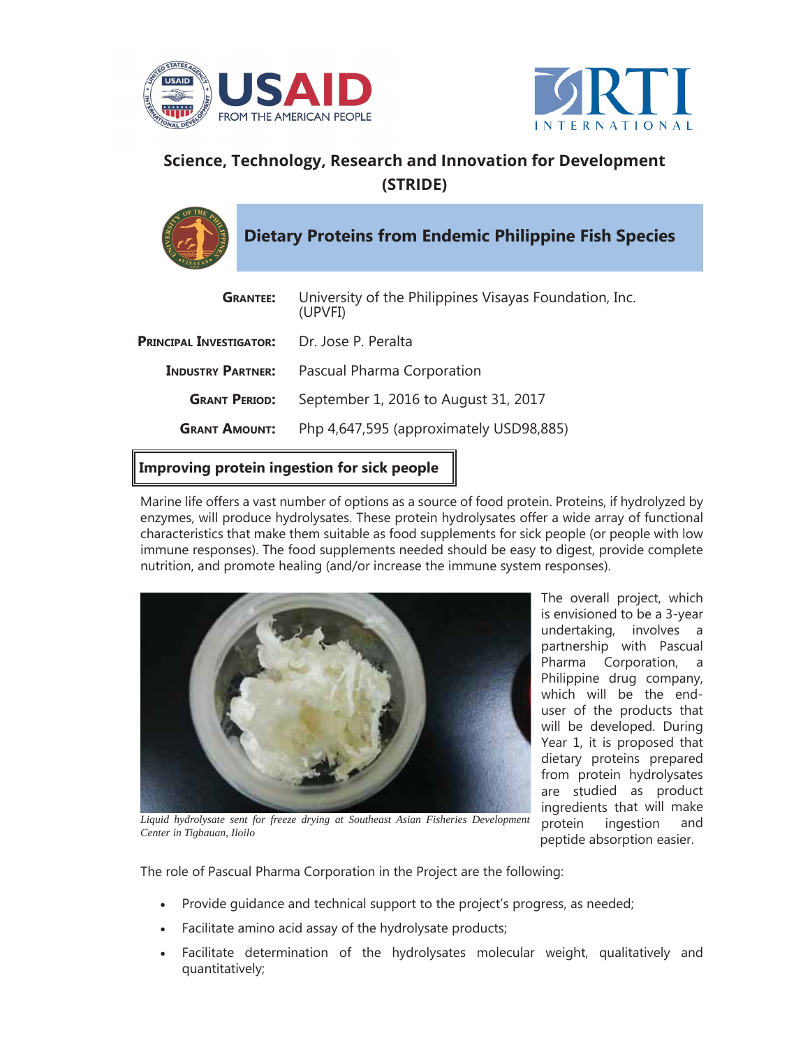## Science, Technology, Research and Innovation for Development (STRIDE)

# Dietary Proteins from Endemic Philippine Fish Species

| | |
|---|---|
| **Grantee:** | University of the Philippines Visayas Foundation, Inc. (UPVFI) |
| **Principal Investigator:** | Dr. Jose P. Peralta |
| **Industry Partner:** | Pascual Pharma Corporation |
| **Grant Period:** | September 1, 2016 to August 31, 2017 |
| **Grant Amount:** | Php 4,647,595 (approximately USD98,885) |

### Improving protein ingestion for sick people

Marine life offers a vast number of options as a source of food protein. Proteins, if hydrolyzed by enzymes, will produce hydrolysates. These protein hydrolysates offer a wide array of functional characteristics that make them suitable as food supplements for sick people (or people with low immune responses). The food supplements needed should be easy to digest, provide complete nutrition, and promote healing (and/or increase the immune system responses).

*Liquid hydrolysate sent for freeze drying at Southeast Asian Fisheries Development Center in Tigbauan, Iloilo*

The overall project, which is envisioned to be a 3-year undertaking, involves a partnership with Pascual Pharma Corporation, a Philippine drug company, which will be the end-user of the products that will be developed. During Year 1, it is proposed that dietary proteins prepared from protein hydrolysates are studied as product ingredients that will make protein ingestion and peptide absorption easier.

The role of Pascual Pharma Corporation in the Project are the following:

- Provide guidance and technical support to the project's progress, as needed;
- Facilitate amino acid assay of the hydrolysate products;
- Facilitate determination of the hydrolysates molecular weight, qualitatively and quantitatively;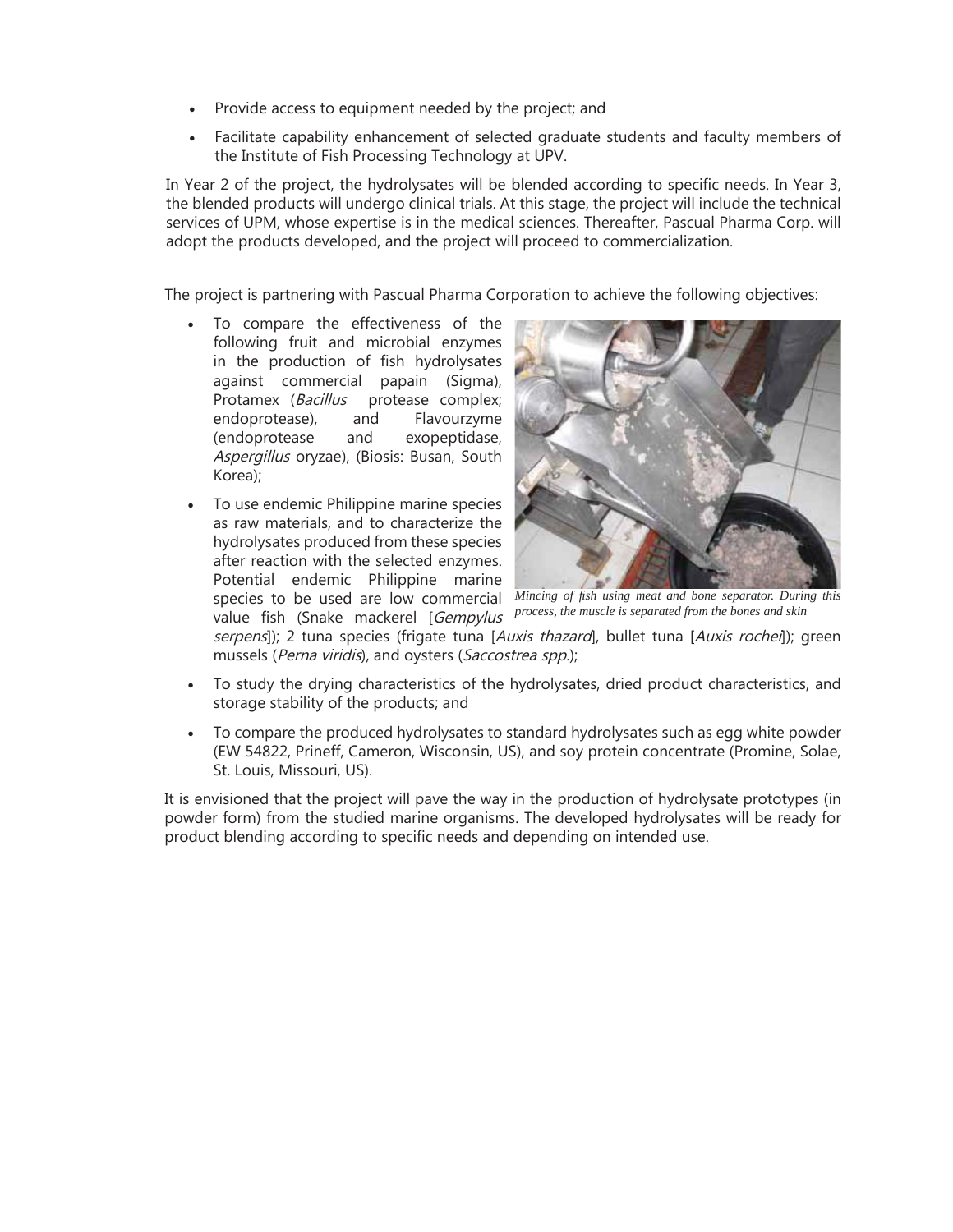- Provide access to equipment needed by the project; and
- Facilitate capability enhancement of selected graduate students and faculty members of the Institute of Fish Processing Technology at UPV.

In Year 2 of the project, the hydrolysates will be blended according to specific needs. In Year 3, the blended products will undergo clinical trials. At this stage, the project will include the technical services of UPM, whose expertise is in the medical sciences. Thereafter, Pascual Pharma Corp. will adopt the products developed, and the project will proceed to commercialization.

The project is partnering with Pascual Pharma Corporation to achieve the following objectives:

- To compare the effectiveness of the following fruit and microbial enzymes in the production of fish hydrolysates against commercial papain (Sigma), Protamex (*Bacillus* protease complex; endoprotease), and Flavourzyme (endoprotease and exopeptidase, *Aspergillus* oryzae), (Biosis: Busan, South Korea);
- To use endemic Philippine marine species as raw materials, and to characterize the hydrolysates produced from these species after reaction with the selected enzymes. Potential endemic Philippine marine species to be used are low commercial value fish (Snake mackerel [*Gempylus serpens*]); 2 tuna species (frigate tuna [*Auxis thazard*], bullet tuna [*Auxis rochei*]); green mussels (*Perna viridis*), and oysters (*Saccostrea spp.*);

*Mincing of fish using meat and bone separator. During this process, the muscle is separated from the bones and skin*

- To study the drying characteristics of the hydrolysates, dried product characteristics, and storage stability of the products; and
- To compare the produced hydrolysates to standard hydrolysates such as egg white powder (EW 54822, Prineff, Cameron, Wisconsin, US), and soy protein concentrate (Promine, Solae, St. Louis, Missouri, US).

It is envisioned that the project will pave the way in the production of hydrolysate prototypes (in powder form) from the studied marine organisms. The developed hydrolysates will be ready for product blending according to specific needs and depending on intended use.